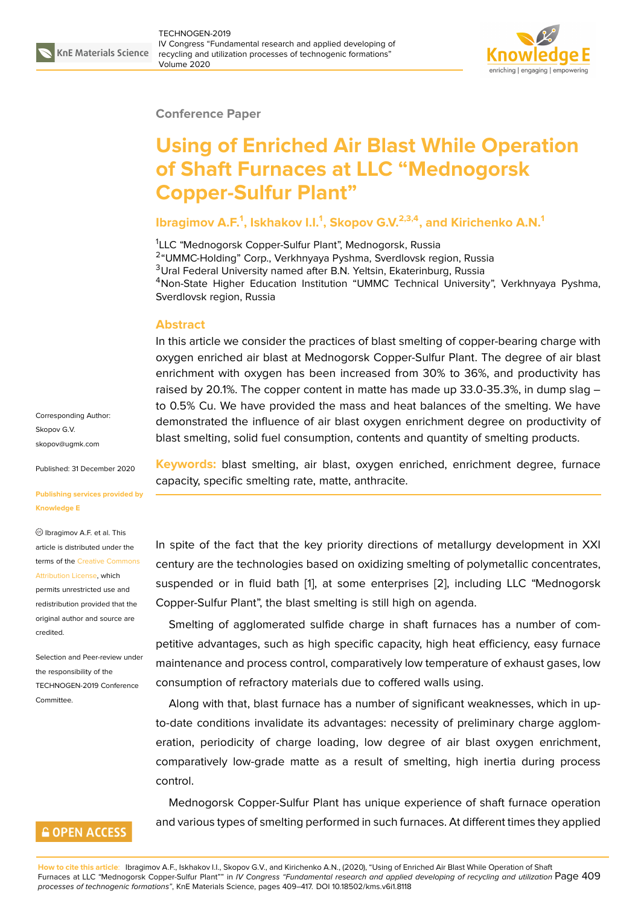Conference Paper

# Using of Enriched Air Blast While Operation of Shaft Furnaces at LLC "Mednogorsk Copper-Sulfur Plant"

**Ibragimov A.F.[1], Iskhakov I.I.[1], Skopov G.V.[2,3,4], and Kirichenko A.N.[1]**

[1]LLC "Mednogorsk Copper-Sulfur Plant", Mednogorsk, Russia
[2]"UMMC-Holding" Corp., Verkhnyaya Pyshma, Sverdlovsk region, Russia
[3]Ural Federal University named after B.N. Yeltsin, Ekaterinburg, Russia
[4]Non-State Higher Education Institution "UMMC Technical University", Verkhnyaya Pyshma, Sverdlovsk region, Russia

Corresponding Author: Skopov G.V. skopov@ugmk.com

Published: 31 December 2020

Publishing services provided by Knowledge E

Ibragimov A.F. et al. This article is distributed under the terms of the Creative Commons Attribution License, which permits unrestricted use and redistribution provided that the original author and source are credited.

Selection and Peer-review under the responsibility of the TECHNOGEN-2019 Conference Committee.

## Abstract

In this article we consider the practices of blast smelting of copper-bearing charge with oxygen enriched air blast at Mednogorsk Copper-Sulfur Plant. The degree of air blast enrichment with oxygen has been increased from 30% to 36%, and productivity has raised by 20.1%. The copper content in matte has made up 33.0-35.3%, in dump slag – to 0.5% Cu. We have provided the mass and heat balances of the smelting. We have demonstrated the influence of air blast oxygen enrichment degree on productivity of blast smelting, solid fuel consumption, contents and quantity of smelting products.

**Keywords:** blast smelting, air blast, oxygen enriched, enrichment degree, furnace capacity, specific smelting rate, matte, anthracite.

In spite of the fact that the key priority directions of metallurgy development in XXI century are the technologies based on oxidizing smelting of polymetallic concentrates, suspended or in fluid bath [1], at some enterprises [2], including LLC "Mednogorsk Copper-Sulfur Plant", the blast smelting is still high on agenda.

Smelting of agglomerated sulfide charge in shaft furnaces has a number of competitive advantages, such as high specific capacity, high heat efficiency, easy furnace maintenance and process control, comparatively low temperature of exhaust gases, low consumption of refractory materials due to coffered walls using.

Along with that, blast furnace has a number of significant weaknesses, which in up-to-date conditions invalidate its advantages: necessity of preliminary charge agglomeration, periodicity of charge loading, low degree of air blast oxygen enrichment, comparatively low-grade matte as a result of smelting, high inertia during process control.

Mednogorsk Copper-Sulfur Plant has unique experience of shaft furnace operation and various types of smelting performed in such furnaces. At different times they applied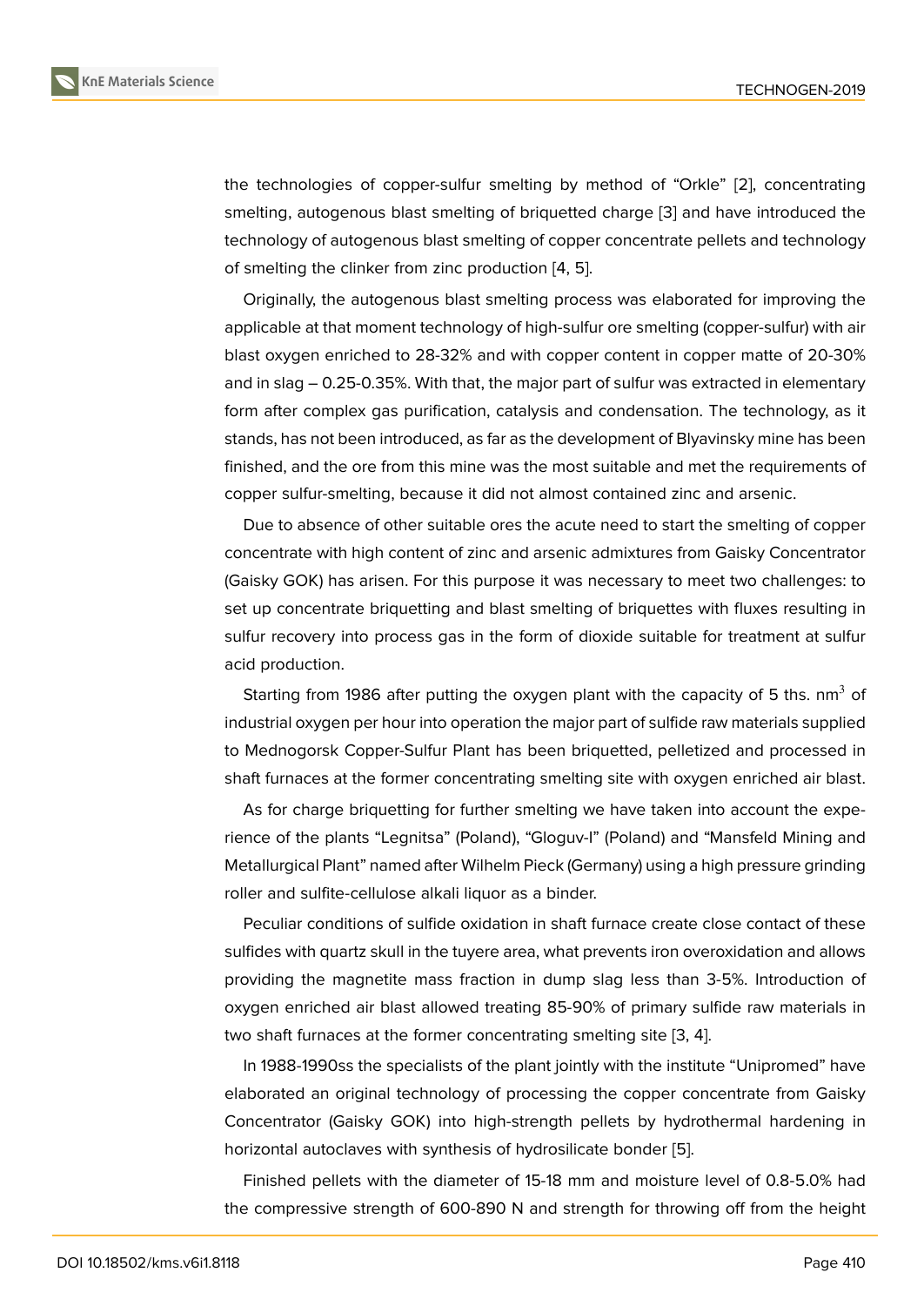the technologies of copper-sulfur smelting by method of “Orkle” [2], concentrating smelting, autogenous blast smelting of briquetted charge [3] and have introduced the technology of autogenous blast smelting of copper concentrate pellets and technology of smelting the clinker from zinc production [4, 5].

Originally, the autogenous blast smelting process was elaborated for improving the applicable at that moment technology of high-sulfur ore smelting (copper-sulfur) with air blast oxygen enriched to 28-32% and with copper content in copper matte of 20-30% and in slag – 0.25-0.35%. With that, the major part of sulfur was extracted in elementary form after complex gas purification, catalysis and condensation. The technology, as it stands, has not been introduced, as far as the development of Blyavinsky mine has been finished, and the ore from this mine was the most suitable and met the requirements of copper sulfur-smelting, because it did not almost contained zinc and arsenic.

Due to absence of other suitable ores the acute need to start the smelting of copper concentrate with high content of zinc and arsenic admixtures from Gaisky Concentrator (Gaisky GOK) has arisen. For this purpose it was necessary to meet two challenges: to set up concentrate briquetting and blast smelting of briquettes with fluxes resulting in sulfur recovery into process gas in the form of dioxide suitable for treatment at sulfur acid production.

Starting from 1986 after putting the oxygen plant with the capacity of 5 ths. $nm^3$ of industrial oxygen per hour into operation the major part of sulfide raw materials supplied to Mednogorsk Copper-Sulfur Plant has been briquetted, pelletized and processed in shaft furnaces at the former concentrating smelting site with oxygen enriched air blast.

As for charge briquetting for further smelting we have taken into account the experience of the plants “Legnitsa” (Poland), “Gloguv-I” (Poland) and “Mansfeld Mining and Metallurgical Plant” named after Wilhelm Pieck (Germany) using a high pressure grinding roller and sulfite-cellulose alkali liquor as a binder.

Peculiar conditions of sulfide oxidation in shaft furnace create close contact of these sulfides with quartz skull in the tuyere area, what prevents iron overoxidation and allows providing the magnetite mass fraction in dump slag less than 3-5%. Introduction of oxygen enriched air blast allowed treating 85-90% of primary sulfide raw materials in two shaft furnaces at the former concentrating smelting site [3, 4].

In 1988-1990ss the specialists of the plant jointly with the institute “Unipromed” have elaborated an original technology of processing the copper concentrate from Gaisky Concentrator (Gaisky GOK) into high-strength pellets by hydrothermal hardening in horizontal autoclaves with synthesis of hydrosilicate bonder [5].

Finished pellets with the diameter of 15-18 mm and moisture level of 0.8-5.0% had the compressive strength of 600-890 N and strength for throwing off from the height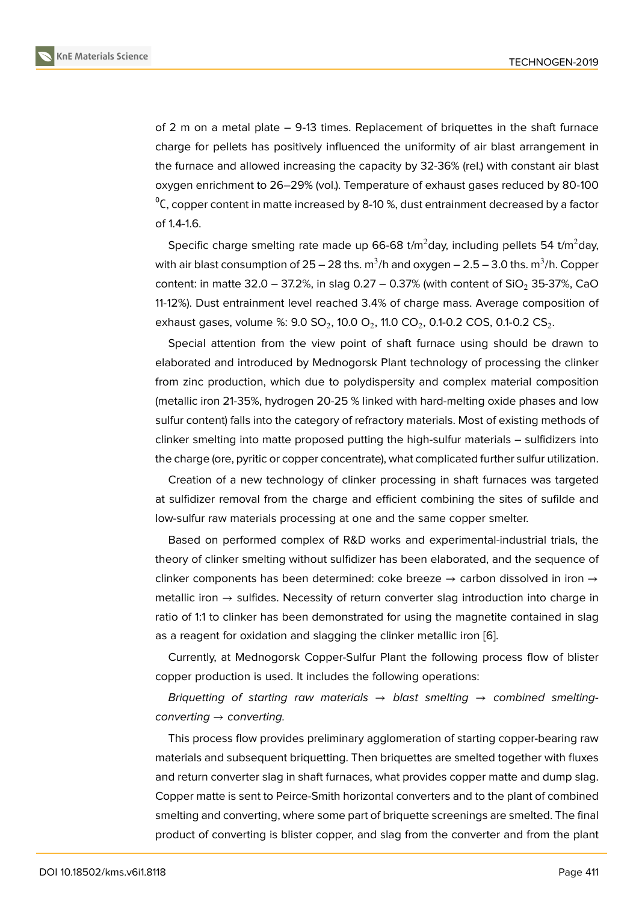of 2 m on a metal plate – 9-13 times. Replacement of briquettes in the shaft furnace charge for pellets has positively influenced the uniformity of air blast arrangement in the furnace and allowed increasing the capacity by 32-36% (rel.) with constant air blast oxygen enrichment to 26–29% (vol.). Temperature of exhaust gases reduced by 80-100 $^0$C, copper content in matte increased by 8-10 %, dust entrainment decreased by a factor of 1.4-1.6.

Specific charge smelting rate made up 66-68 t/m$^2$day, including pellets 54 t/m$^2$day, with air blast consumption of 25 – 28 ths. m$^3$/h and oxygen – 2.5 – 3.0 ths. m$^3$/h. Copper content: in matte 32.0 – 37.2%, in slag 0.27 – 0.37% (with content of $SiO_2$ 35-37%, CaO 11-12%). Dust entrainment level reached 3.4% of charge mass. Average composition of exhaust gases, volume %: 9.0 $SO_2$, 10.0 $O_2$, 11.0 $CO_2$, 0.1-0.2 COS, 0.1-0.2 $CS_2$.

Special attention from the view point of shaft furnace using should be drawn to elaborated and introduced by Mednogorsk Plant technology of processing the clinker from zinc production, which due to polydispersity and complex material composition (metallic iron 21-35%, hydrogen 20-25 % linked with hard-melting oxide phases and low sulfur content) falls into the category of refractory materials. Most of existing methods of clinker smelting into matte proposed putting the high-sulfur materials – sulfidizers into the charge (ore, pyritic or copper concentrate), what complicated further sulfur utilization.

Creation of a new technology of clinker processing in shaft furnaces was targeted at sulfidizer removal from the charge and efficient combining the sites of sufilde and low-sulfur raw materials processing at one and the same copper smelter.

Based on performed complex of R&D works and experimental-industrial trials, the theory of clinker smelting without sulfidizer has been elaborated, and the sequence of clinker components has been determined: coke breeze → carbon dissolved in iron → metallic iron → sulfides. Necessity of return converter slag introduction into charge in ratio of 1:1 to clinker has been demonstrated for using the magnetite contained in slag as a reagent for oxidation and slagging the clinker metallic iron [6].

Currently, at Mednogorsk Copper-Sulfur Plant the following process flow of blister copper production is used. It includes the following operations:

*Briquetting of starting raw materials → blast smelting → combined smelting-converting → converting.*

This process flow provides preliminary agglomeration of starting copper-bearing raw materials and subsequent briquetting. Then briquettes are smelted together with fluxes and return converter slag in shaft furnaces, what provides copper matte and dump slag. Copper matte is sent to Peirce-Smith horizontal converters and to the plant of combined smelting and converting, where some part of briquette screenings are smelted. The final product of converting is blister copper, and slag from the converter and from the plant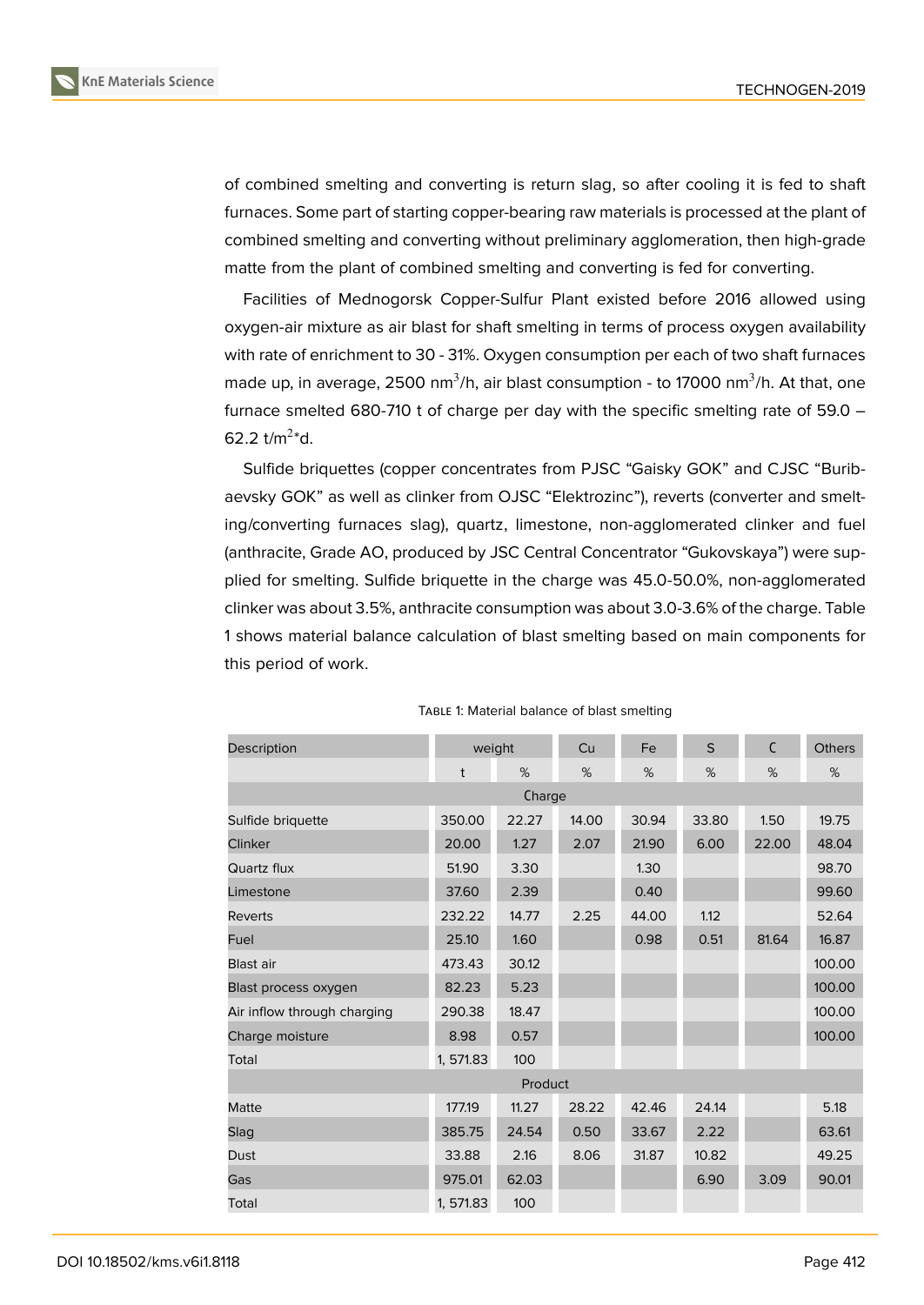of combined smelting and converting is return slag, so after cooling it is fed to shaft furnaces. Some part of starting copper-bearing raw materials is processed at the plant of combined smelting and converting without preliminary agglomeration, then high-grade matte from the plant of combined smelting and converting is fed for converting.

Facilities of Mednogorsk Copper-Sulfur Plant existed before 2016 allowed using oxygen-air mixture as air blast for shaft smelting in terms of process oxygen availability with rate of enrichment to 30 - 31%. Oxygen consumption per each of two shaft furnaces made up, in average, 2500 $nm^3/h$, air blast consumption - to 17000 $nm^3/h$. At that, one furnace smelted 680-710 t of charge per day with the specific smelting rate of 59.0 – 62.2 $t/m^2$*d.

Sulfide briquettes (copper concentrates from PJSC "Gaisky GOK" and CJSC "Buribaevsky GOK" as well as clinker from OJSC "Elektrozinc"), reverts (converter and smelting/converting furnaces slag), quartz, limestone, non-agglomerated clinker and fuel (anthracite, Grade AO, produced by JSC Central Concentrator "Gukovskaya") were supplied for smelting. Sulfide briquette in the charge was 45.0-50.0%, non-agglomerated clinker was about 3.5%, anthracite consumption was about 3.0-3.6% of the charge. Table 1 shows material balance calculation of blast smelting based on main components for this period of work.

Table 1: Material balance of blast smelting

| Description | weight | | Cu | Fe | S | C | Others |
|---|---|---|---|---|---|---|---|
| | t | % | % | % | % | % | % |
| Charge | | | | | | | |
| Sulfide briquette | 350.00 | 22.27 | 14.00 | 30.94 | 33.80 | 1.50 | 19.75 |
| Clinker | 20.00 | 1.27 | 2.07 | 21.90 | 6.00 | 22.00 | 48.04 |
| Quartz flux | 51.90 | 3.30 | | 1.30 | | | 98.70 |
| Limestone | 37.60 | 2.39 | | 0.40 | | | 99.60 |
| Reverts | 232.22 | 14.77 | 2.25 | 44.00 | 1.12 | | 52.64 |
| Fuel | 25.10 | 1.60 | | 0.98 | 0.51 | 81.64 | 16.87 |
| Blast air | 473.43 | 30.12 | | | | | 100.00 |
| Blast process oxygen | 82.23 | 5.23 | | | | | 100.00 |
| Air inflow through charging | 290.38 | 18.47 | | | | | 100.00 |
| Charge moisture | 8.98 | 0.57 | | | | | 100.00 |
| Total | 1, 571.83 | 100 | | | | | |
| Product | | | | | | | |
| Matte | 177.19 | 11.27 | 28.22 | 42.46 | 24.14 | | 5.18 |
| Slag | 385.75 | 24.54 | 0.50 | 33.67 | 2.22 | | 63.61 |
| Dust | 33.88 | 2.16 | 8.06 | 31.87 | 10.82 | | 49.25 |
| Gas | 975.01 | 62.03 | | | 6.90 | 3.09 | 90.01 |
| Total | 1, 571.83 | 100 | | | | | |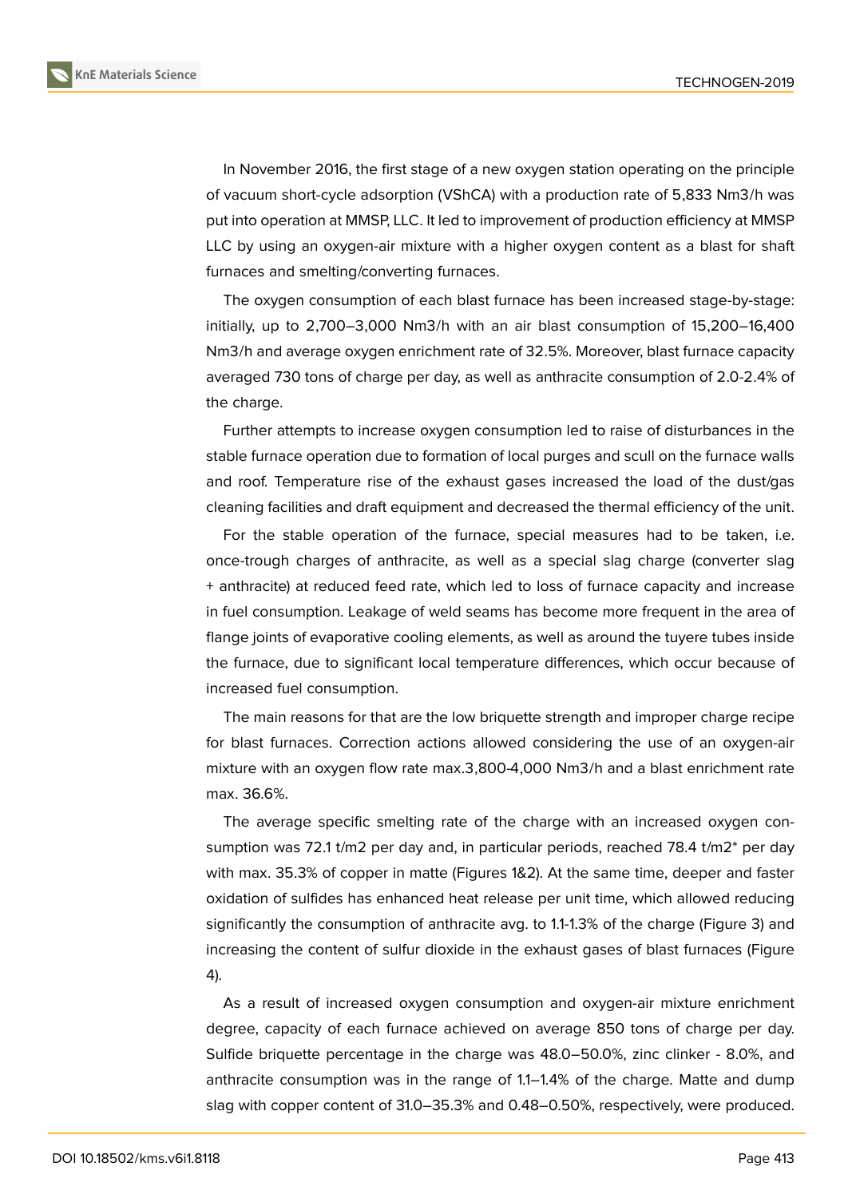In November 2016, the first stage of a new oxygen station operating on the principle of vacuum short-cycle adsorption (VShCA) with a production rate of 5,833 Nm3/h was put into operation at MMSP, LLC. It led to improvement of production efficiency at MMSP LLC by using an oxygen-air mixture with a higher oxygen content as a blast for shaft furnaces and smelting/converting furnaces.

The oxygen consumption of each blast furnace has been increased stage-by-stage: initially, up to 2,700–3,000 Nm3/h with an air blast consumption of 15,200–16,400 Nm3/h and average oxygen enrichment rate of 32.5%. Moreover, blast furnace capacity averaged 730 tons of charge per day, as well as anthracite consumption of 2.0-2.4% of the charge.

Further attempts to increase oxygen consumption led to raise of disturbances in the stable furnace operation due to formation of local purges and scull on the furnace walls and roof. Temperature rise of the exhaust gases increased the load of the dust/gas cleaning facilities and draft equipment and decreased the thermal efficiency of the unit.

For the stable operation of the furnace, special measures had to be taken, i.e. once-trough charges of anthracite, as well as a special slag charge (converter slag + anthracite) at reduced feed rate, which led to loss of furnace capacity and increase in fuel consumption. Leakage of weld seams has become more frequent in the area of flange joints of evaporative cooling elements, as well as around the tuyere tubes inside the furnace, due to significant local temperature differences, which occur because of increased fuel consumption.

The main reasons for that are the low briquette strength and improper charge recipe for blast furnaces. Correction actions allowed considering the use of an oxygen-air mixture with an oxygen flow rate max.3,800-4,000 Nm3/h and a blast enrichment rate max. 36.6%.

The average specific smelting rate of the charge with an increased oxygen consumption was 72.1 t/m2 per day and, in particular periods, reached 78.4 t/m2* per day with max. 35.3% of copper in matte (Figures 1&2). At the same time, deeper and faster oxidation of sulfides has enhanced heat release per unit time, which allowed reducing significantly the consumption of anthracite avg. to 1.1-1.3% of the charge (Figure 3) and increasing the content of sulfur dioxide in the exhaust gases of blast furnaces (Figure 4).

As a result of increased oxygen consumption and oxygen-air mixture enrichment degree, capacity of each furnace achieved on average 850 tons of charge per day. Sulfide briquette percentage in the charge was 48.0–50.0%, zinc clinker - 8.0%, and anthracite consumption was in the range of 1.1–1.4% of the charge. Matte and dump slag with copper content of 31.0–35.3% and 0.48–0.50%, respectively, were produced.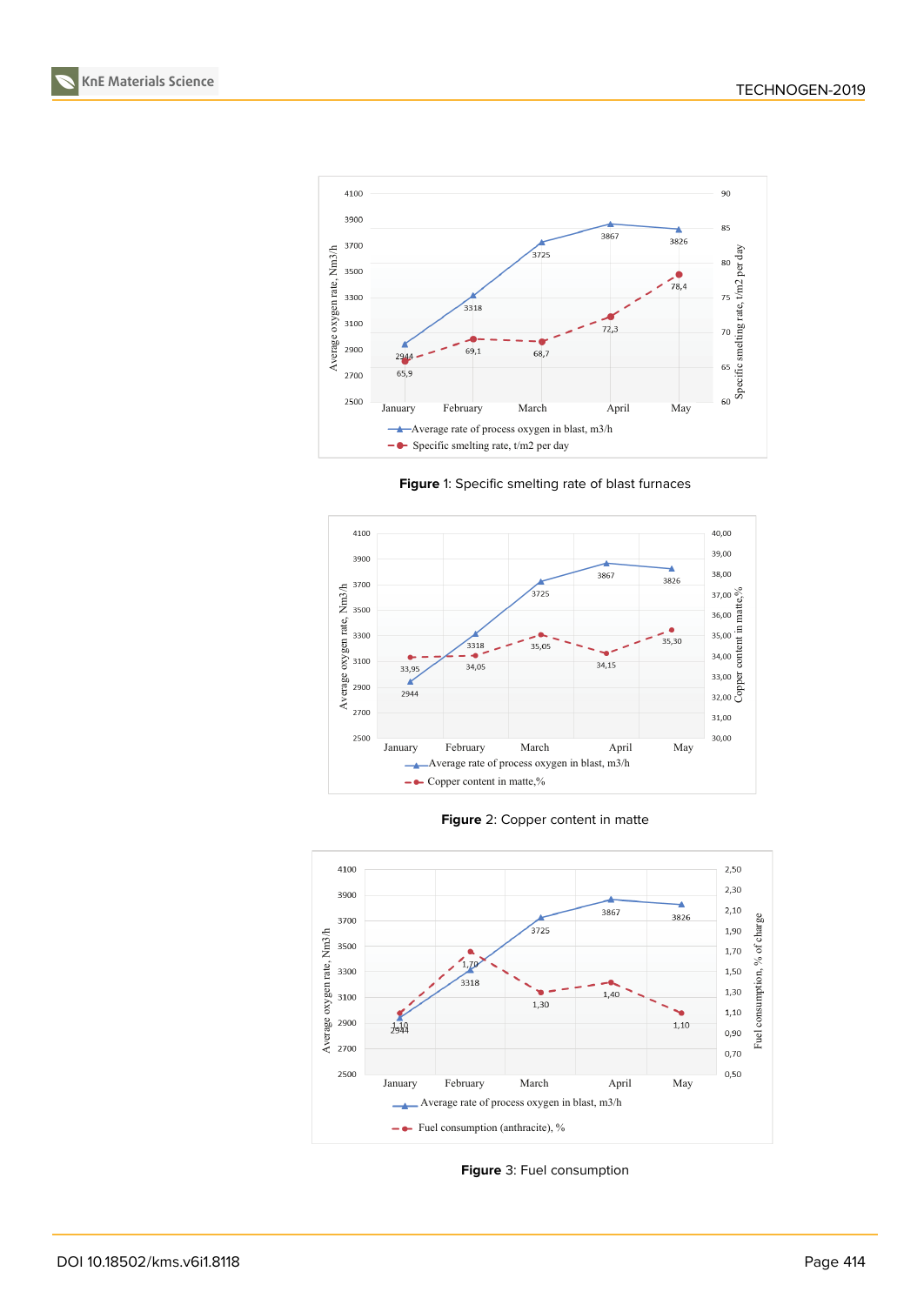**Figure** 1: Specific smelting rate of blast furnaces

**Figure** 2: Copper content in matte

**Figure** 3: Fuel consumption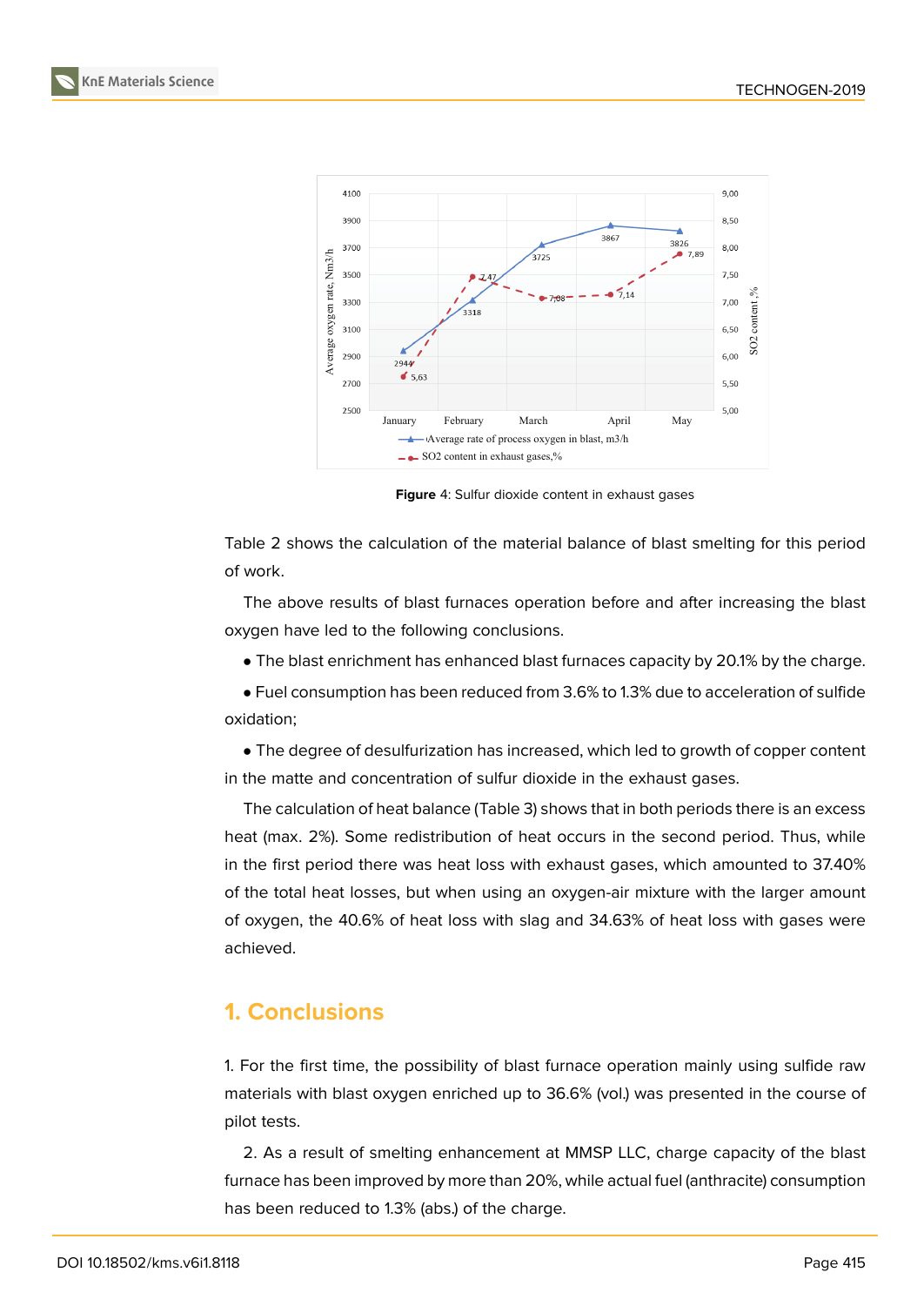Figure 4: Sulfur dioxide content in exhaust gases

Table 2 shows the calculation of the material balance of blast smelting for this period of work.

The above results of blast furnaces operation before and after increasing the blast oxygen have led to the following conclusions.

- The blast enrichment has enhanced blast furnaces capacity by 20.1% by the charge.
- Fuel consumption has been reduced from 3.6% to 1.3% due to acceleration of sulfide oxidation;
- The degree of desulfurization has increased, which led to growth of copper content in the matte and concentration of sulfur dioxide in the exhaust gases.

The calculation of heat balance (Table 3) shows that in both periods there is an excess heat (max. 2%). Some redistribution of heat occurs in the second period. Thus, while in the first period there was heat loss with exhaust gases, which amounted to 37.40% of the total heat losses, but when using an oxygen-air mixture with the larger amount of oxygen, the 40.6% of heat loss with slag and 34.63% of heat loss with gases were achieved.

## 1. Conclusions

1. For the first time, the possibility of blast furnace operation mainly using sulfide raw materials with blast oxygen enriched up to 36.6% (vol.) was presented in the course of pilot tests.

2. As a result of smelting enhancement at MMSP LLC, charge capacity of the blast furnace has been improved by more than 20%, while actual fuel (anthracite) consumption has been reduced to 1.3% (abs.) of the charge.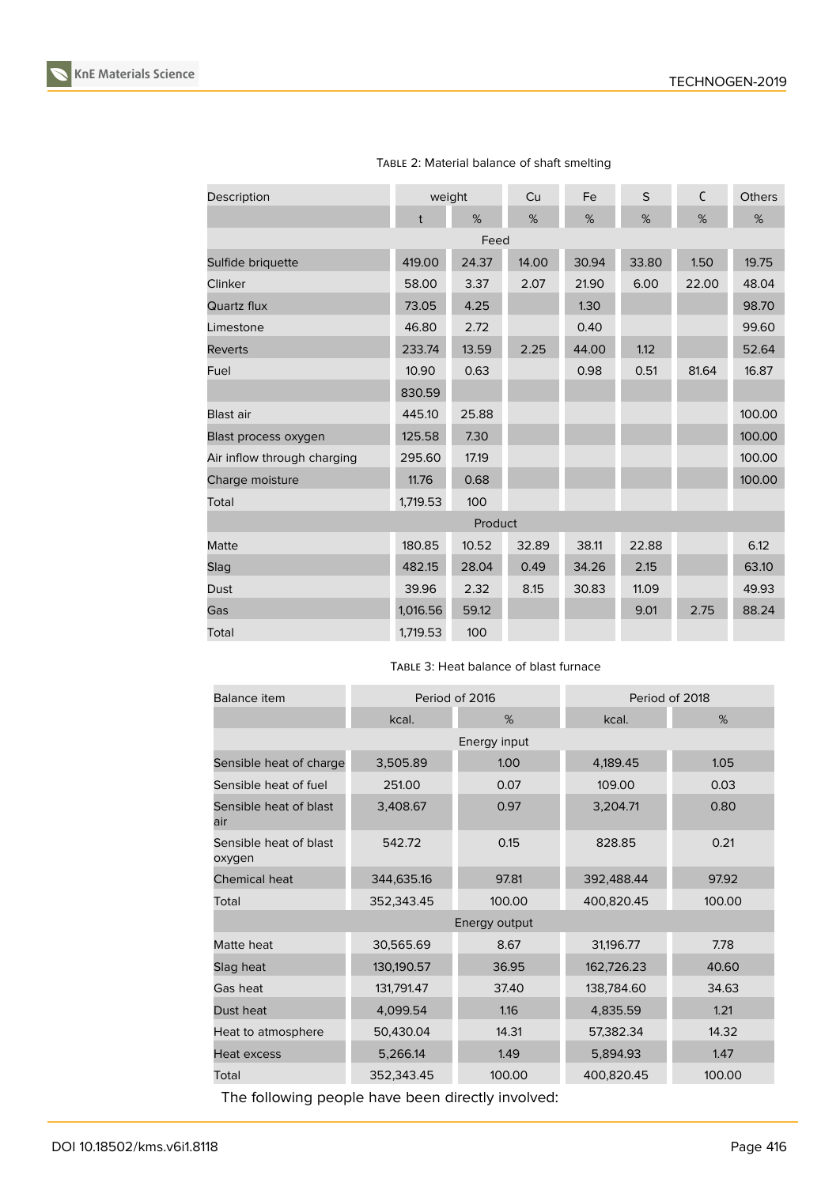Table 2: Material balance of shaft smelting

| Description | weight | | Cu | Fe | S | C | Others |
|---|---|---|---|---|---|---|---|
| | t | % | % | % | % | % | % |
| Feed | | | | | | | |
| Sulfide briquette | 419.00 | 24.37 | 14.00 | 30.94 | 33.80 | 1.50 | 19.75 |
| Clinker | 58.00 | 3.37 | 2.07 | 21.90 | 6.00 | 22.00 | 48.04 |
| Quartz flux | 73.05 | 4.25 | | 1.30 | | | 98.70 |
| Limestone | 46.80 | 2.72 | | 0.40 | | | 99.60 |
| Reverts | 233.74 | 13.59 | 2.25 | 44.00 | 1.12 | | 52.64 |
| Fuel | 10.90 | 0.63 | | 0.98 | 0.51 | 81.64 | 16.87 |
| | 830.59 | | | | | | |
| Blast air | 445.10 | 25.88 | | | | | 100.00 |
| Blast process oxygen | 125.58 | 7.30 | | | | | 100.00 |
| Air inflow through charging | 295.60 | 17.19 | | | | | 100.00 |
| Charge moisture | 11.76 | 0.68 | | | | | 100.00 |
| Total | 1,719.53 | 100 | | | | | |
| Product | | | | | | | |
| Matte | 180.85 | 10.52 | 32.89 | 38.11 | 22.88 | | 6.12 |
| Slag | 482.15 | 28.04 | 0.49 | 34.26 | 2.15 | | 63.10 |
| Dust | 39.96 | 2.32 | 8.15 | 30.83 | 11.09 | | 49.93 |
| Gas | 1,016.56 | 59.12 | | | 9.01 | 2.75 | 88.24 |
| Total | 1,719.53 | 100 | | | | | |

Table 3: Heat balance of blast furnace

| Balance item | Period of 2016 | | Period of 2018 | |
|---|---|---|---|---|
| | kcal. | % | kcal. | % |
| Energy input | | | | |
| Sensible heat of charge | 3,505.89 | 1.00 | 4,189.45 | 1.05 |
| Sensible heat of fuel | 251.00 | 0.07 | 109.00 | 0.03 |
| Sensible heat of blast air | 3,408.67 | 0.97 | 3,204.71 | 0.80 |
| Sensible heat of blast oxygen | 542.72 | 0.15 | 828.85 | 0.21 |
| Chemical heat | 344,635.16 | 97.81 | 392,488.44 | 97.92 |
| Total | 352,343.45 | 100.00 | 400,820.45 | 100.00 |
| Energy output | | | | |
| Matte heat | 30,565.69 | 8.67 | 31,196.77 | 7.78 |
| Slag heat | 130,190.57 | 36.95 | 162,726.23 | 40.60 |
| Gas heat | 131,791.47 | 37.40 | 138,784.60 | 34.63 |
| Dust heat | 4,099.54 | 1.16 | 4,835.59 | 1.21 |
| Heat to atmosphere | 50,430.04 | 14.31 | 57,382.34 | 14.32 |
| Heat excess | 5,266.14 | 1.49 | 5,894.93 | 1.47 |
| Total | 352,343.45 | 100.00 | 400,820.45 | 100.00 |

The following people have been directly involved: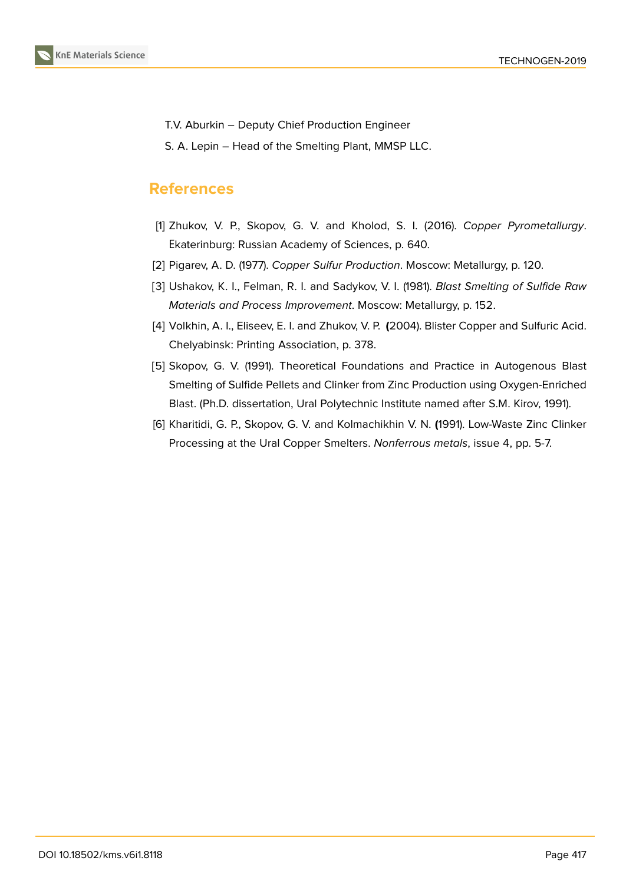T.V. Aburkin – Deputy Chief Production Engineer

S. A. Lepin – Head of the Smelting Plant, MMSP LLC.

## References

[1] Zhukov, V. P., Skopov, G. V. and Kholod, S. I. (2016). *Copper Pyrometallurgy*. Ekaterinburg: Russian Academy of Sciences, p. 640.

[2] Pigarev, A. D. (1977). *Copper Sulfur Production*. Moscow: Metallurgy, p. 120.

[3] Ushakov, K. I., Felman, R. I. and Sadykov, V. I. (1981). *Blast Smelting of Sulfide Raw Materials and Process Improvement*. Moscow: Metallurgy, p. 152.

[4] Volkhin, A. I., Eliseev, E. I. and Zhukov, V. P. (2004). Blister Copper and Sulfuric Acid. Chelyabinsk: Printing Association, p. 378.

[5] Skopov, G. V. (1991). Theoretical Foundations and Practice in Autogenous Blast Smelting of Sulfide Pellets and Clinker from Zinc Production using Oxygen-Enriched Blast. (Ph.D. dissertation, Ural Polytechnic Institute named after S.M. Kirov, 1991).

[6] Kharitidi, G. P., Skopov, G. V. and Kolmachikhin V. N. (1991). Low-Waste Zinc Clinker Processing at the Ural Copper Smelters. *Nonferrous metals*, issue 4, pp. 5-7.